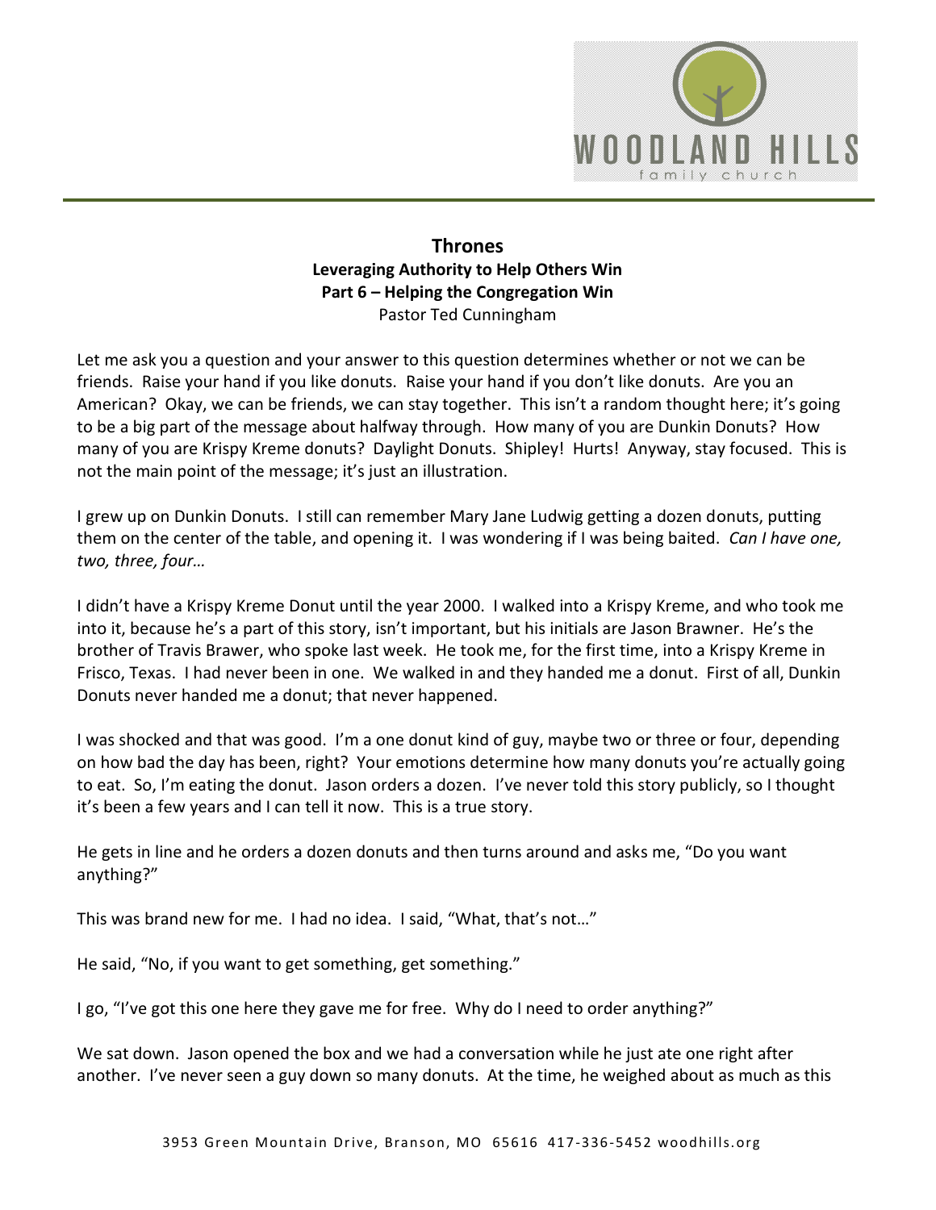# Thrones

## Leveraging Authority to Help Others Win

## Part 6 – Helping the Congregation Win

Pastor Ted Cunningham

Let me ask you a question and your answer to this question determines whether or not we can be friends. Raise your hand if you like donuts. Raise your hand if you don't like donuts. Are you an American? Okay, we can be friends, we can stay together. This isn't a random thought here; it's going to be a big part of the message about halfway through. How many of you are Dunkin Donuts? How many of you are Krispy Kreme donuts? Daylight Donuts. Shipley! Hurts! Anyway, stay focused. This is not the main point of the message; it's just an illustration.

I grew up on Dunkin Donuts. I still can remember Mary Jane Ludwig getting a dozen donuts, putting them on the center of the table, and opening it. I was wondering if I was being baited. *Can I have one, two, three, four…*

I didn't have a Krispy Kreme Donut until the year 2000. I walked into a Krispy Kreme, and who took me into it, because he's a part of this story, isn't important, but his initials are Jason Brawner. He's the brother of Travis Brawer, who spoke last week. He took me, for the first time, into a Krispy Kreme in Frisco, Texas. I had never been in one. We walked in and they handed me a donut. First of all, Dunkin Donuts never handed me a donut; that never happened.

I was shocked and that was good. I'm a one donut kind of guy, maybe two or three or four, depending on how bad the day has been, right? Your emotions determine how many donuts you're actually going to eat. So, I'm eating the donut. Jason orders a dozen. I've never told this story publicly, so I thought it's been a few years and I can tell it now. This is a true story.

He gets in line and he orders a dozen donuts and then turns around and asks me, "Do you want anything?"

This was brand new for me. I had no idea. I said, "What, that's not…"

He said, "No, if you want to get something, get something."

I go, "I've got this one here they gave me for free. Why do I need to order anything?"

We sat down. Jason opened the box and we had a conversation while he just ate one right after another. I've never seen a guy down so many donuts. At the time, he weighed about as much as this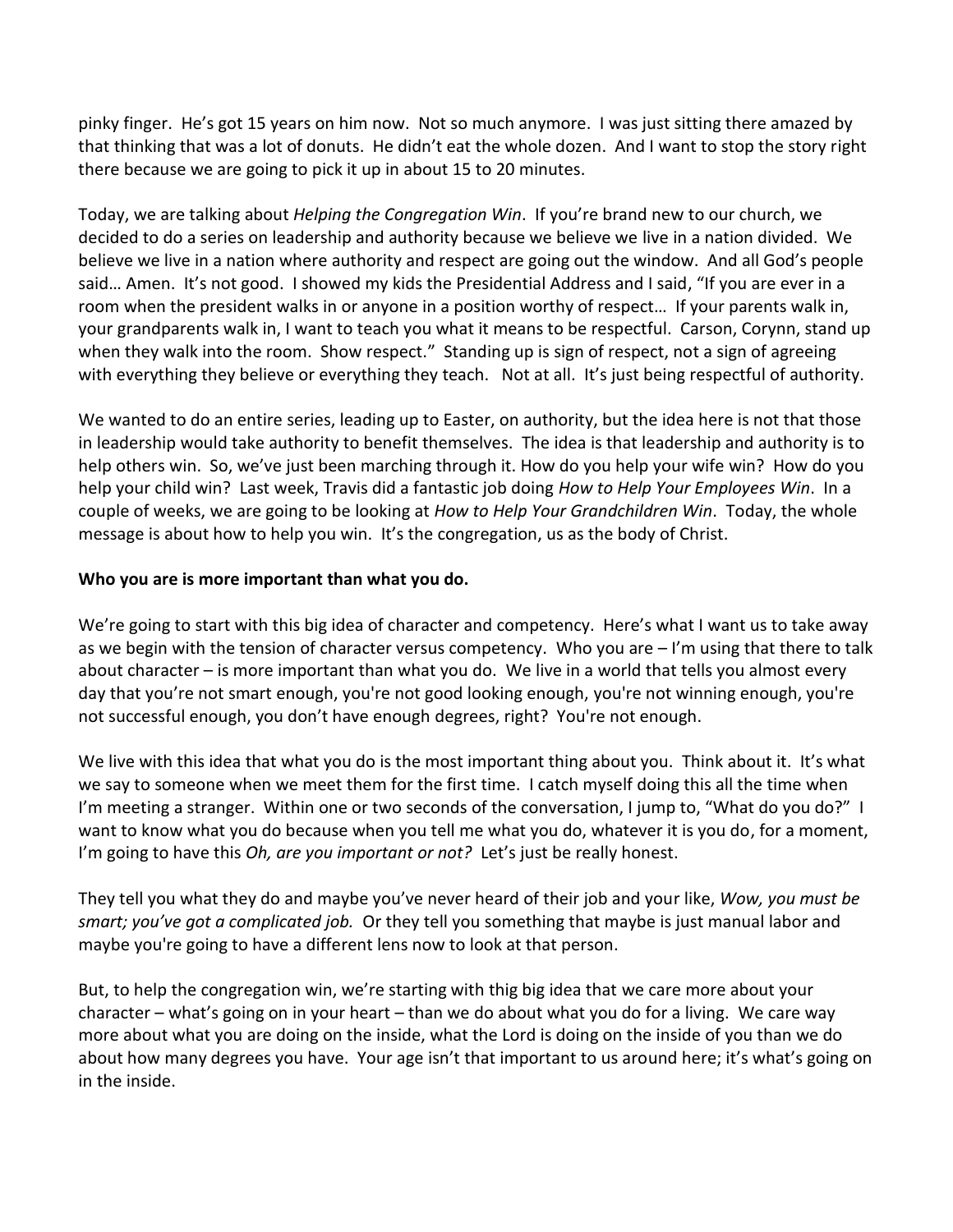pinky finger. He's got 15 years on him now. Not so much anymore. I was just sitting there amazed by that thinking that was a lot of donuts. He didn't eat the whole dozen. And I want to stop the story right there because we are going to pick it up in about 15 to 20 minutes.

Today, we are talking about *Helping the Congregation Win*. If you're brand new to our church, we decided to do a series on leadership and authority because we believe we live in a nation divided. We believe we live in a nation where authority and respect are going out the window. And all God's people said… Amen. It's not good. I showed my kids the Presidential Address and I said, "If you are ever in a room when the president walks in or anyone in a position worthy of respect… If your parents walk in, your grandparents walk in, I want to teach you what it means to be respectful. Carson, Corynn, stand up when they walk into the room. Show respect." Standing up is sign of respect, not a sign of agreeing with everything they believe or everything they teach. Not at all. It's just being respectful of authority.

We wanted to do an entire series, leading up to Easter, on authority, but the idea here is not that those in leadership would take authority to benefit themselves. The idea is that leadership and authority is to help others win. So, we've just been marching through it. How do you help your wife win? How do you help your child win? Last week, Travis did a fantastic job doing *How to Help Your Employees Win*. In a couple of weeks, we are going to be looking at *How to Help Your Grandchildren Win*. Today, the whole message is about how to help you win. It's the congregation, us as the body of Christ.

**Who you are is more important than what you do.**

We're going to start with this big idea of character and competency. Here's what I want us to take away as we begin with the tension of character versus competency. Who you are – I'm using that there to talk about character – is more important than what you do. We live in a world that tells you almost every day that you're not smart enough, you're not good looking enough, you're not winning enough, you're not successful enough, you don't have enough degrees, right? You're not enough.

We live with this idea that what you do is the most important thing about you. Think about it. It's what we say to someone when we meet them for the first time. I catch myself doing this all the time when I'm meeting a stranger. Within one or two seconds of the conversation, I jump to, "What do you do?" I want to know what you do because when you tell me what you do, whatever it is you do, for a moment, I'm going to have this *Oh, are you important or not?* Let's just be really honest.

They tell you what they do and maybe you've never heard of their job and your like, *Wow, you must be smart; you've got a complicated job.* Or they tell you something that maybe is just manual labor and maybe you're going to have a different lens now to look at that person.

But, to help the congregation win, we're starting with thig big idea that we care more about your character – what's going on in your heart – than we do about what you do for a living. We care way more about what you are doing on the inside, what the Lord is doing on the inside of you than we do about how many degrees you have. Your age isn't that important to us around here; it's what's going on in the inside.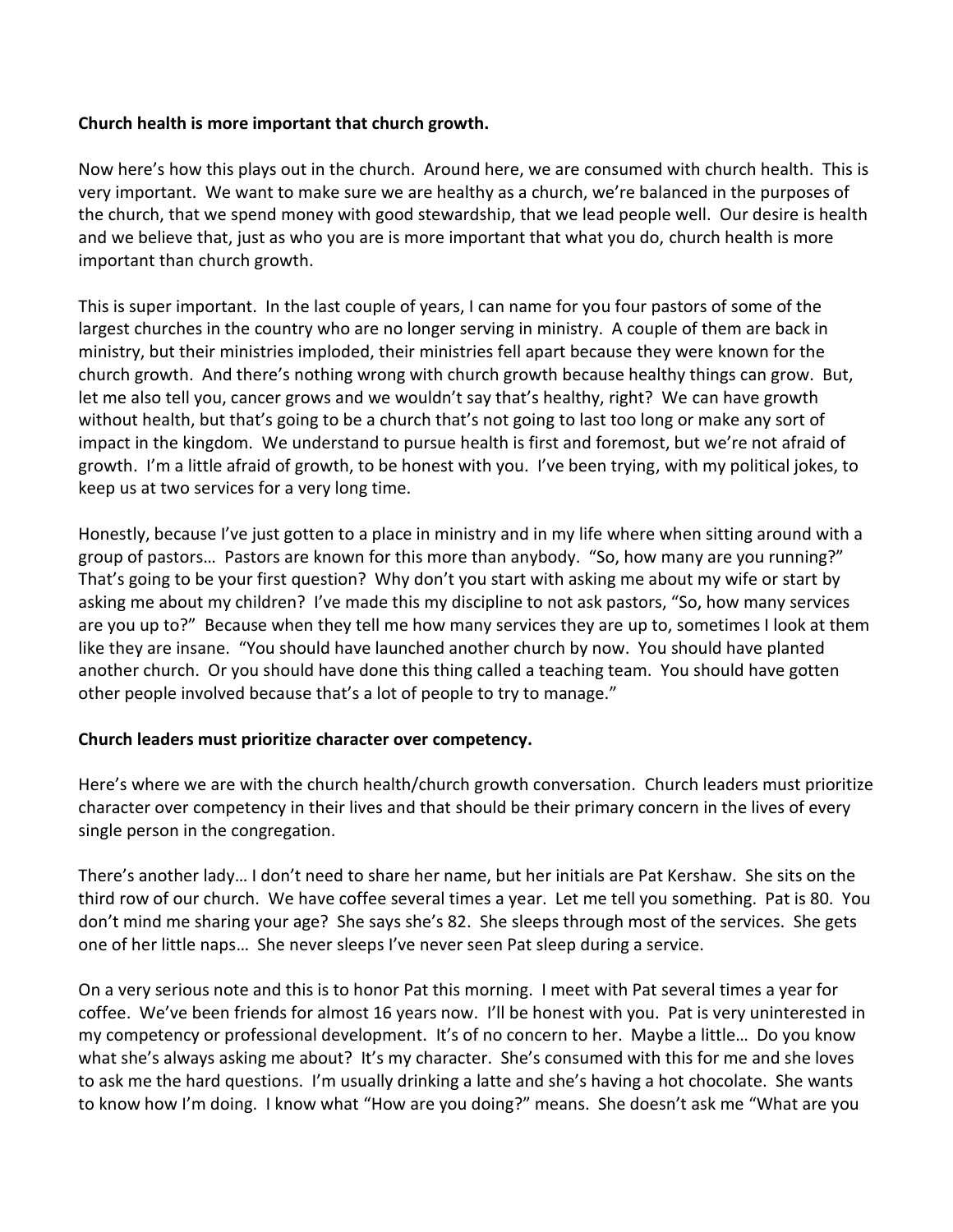**Church health is more important that church growth.**

Now here's how this plays out in the church. Around here, we are consumed with church health. This is very important. We want to make sure we are healthy as a church, we're balanced in the purposes of the church, that we spend money with good stewardship, that we lead people well. Our desire is health and we believe that, just as who you are is more important that what you do, church health is more important than church growth.

This is super important. In the last couple of years, I can name for you four pastors of some of the largest churches in the country who are no longer serving in ministry. A couple of them are back in ministry, but their ministries imploded, their ministries fell apart because they were known for the church growth. And there's nothing wrong with church growth because healthy things can grow. But, let me also tell you, cancer grows and we wouldn't say that's healthy, right? We can have growth without health, but that's going to be a church that's not going to last too long or make any sort of impact in the kingdom. We understand to pursue health is first and foremost, but we're not afraid of growth. I'm a little afraid of growth, to be honest with you. I've been trying, with my political jokes, to keep us at two services for a very long time.

Honestly, because I've just gotten to a place in ministry and in my life where when sitting around with a group of pastors… Pastors are known for this more than anybody. "So, how many are you running?" That's going to be your first question? Why don't you start with asking me about my wife or start by asking me about my children? I've made this my discipline to not ask pastors, "So, how many services are you up to?" Because when they tell me how many services they are up to, sometimes I look at them like they are insane. "You should have launched another church by now. You should have planted another church. Or you should have done this thing called a teaching team. You should have gotten other people involved because that's a lot of people to try to manage."

**Church leaders must prioritize character over competency.**

Here's where we are with the church health/church growth conversation. Church leaders must prioritize character over competency in their lives and that should be their primary concern in the lives of every single person in the congregation.

There's another lady… I don't need to share her name, but her initials are Pat Kershaw. She sits on the third row of our church. We have coffee several times a year. Let me tell you something. Pat is 80. You don't mind me sharing your age? She says she's 82. She sleeps through most of the services. She gets one of her little naps… She never sleeps I've never seen Pat sleep during a service.

On a very serious note and this is to honor Pat this morning. I meet with Pat several times a year for coffee. We've been friends for almost 16 years now. I'll be honest with you. Pat is very uninterested in my competency or professional development. It's of no concern to her. Maybe a little… Do you know what she's always asking me about? It's my character. She's consumed with this for me and she loves to ask me the hard questions. I'm usually drinking a latte and she's having a hot chocolate. She wants to know how I'm doing. I know what "How are you doing?" means. She doesn't ask me "What are you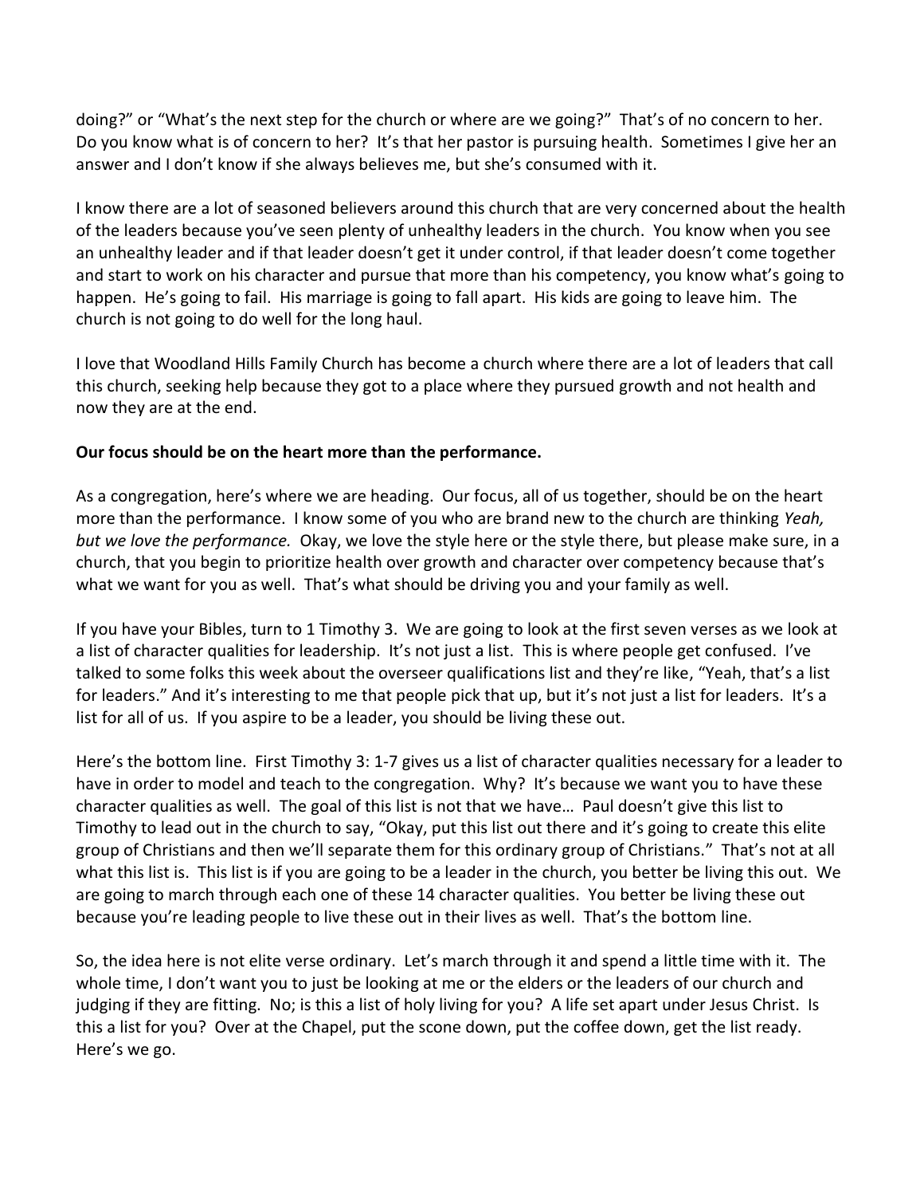doing?" or "What's the next step for the church or where are we going?" That's of no concern to her. Do you know what is of concern to her? It's that her pastor is pursuing health. Sometimes I give her an answer and I don't know if she always believes me, but she's consumed with it.

I know there are a lot of seasoned believers around this church that are very concerned about the health of the leaders because you've seen plenty of unhealthy leaders in the church. You know when you see an unhealthy leader and if that leader doesn't get it under control, if that leader doesn't come together and start to work on his character and pursue that more than his competency, you know what's going to happen. He's going to fail. His marriage is going to fall apart. His kids are going to leave him. The church is not going to do well for the long haul.

I love that Woodland Hills Family Church has become a church where there are a lot of leaders that call this church, seeking help because they got to a place where they pursued growth and not health and now they are at the end.

**Our focus should be on the heart more than the performance.**

As a congregation, here's where we are heading. Our focus, all of us together, should be on the heart more than the performance. I know some of you who are brand new to the church are thinking *Yeah, but we love the performance.* Okay, we love the style here or the style there, but please make sure, in a church, that you begin to prioritize health over growth and character over competency because that's what we want for you as well. That's what should be driving you and your family as well.

If you have your Bibles, turn to 1 Timothy 3. We are going to look at the first seven verses as we look at a list of character qualities for leadership. It's not just a list. This is where people get confused. I've talked to some folks this week about the overseer qualifications list and they're like, "Yeah, that's a list for leaders." And it's interesting to me that people pick that up, but it's not just a list for leaders. It's a list for all of us. If you aspire to be a leader, you should be living these out.

Here's the bottom line. First Timothy 3: 1-7 gives us a list of character qualities necessary for a leader to have in order to model and teach to the congregation. Why? It's because we want you to have these character qualities as well. The goal of this list is not that we have… Paul doesn't give this list to Timothy to lead out in the church to say, "Okay, put this list out there and it's going to create this elite group of Christians and then we'll separate them for this ordinary group of Christians." That's not at all what this list is. This list is if you are going to be a leader in the church, you better be living this out. We are going to march through each one of these 14 character qualities. You better be living these out because you're leading people to live these out in their lives as well. That's the bottom line.

So, the idea here is not elite verse ordinary. Let's march through it and spend a little time with it. The whole time, I don't want you to just be looking at me or the elders or the leaders of our church and judging if they are fitting. No; is this a list of holy living for you? A life set apart under Jesus Christ. Is this a list for you? Over at the Chapel, put the scone down, put the coffee down, get the list ready. Here's we go.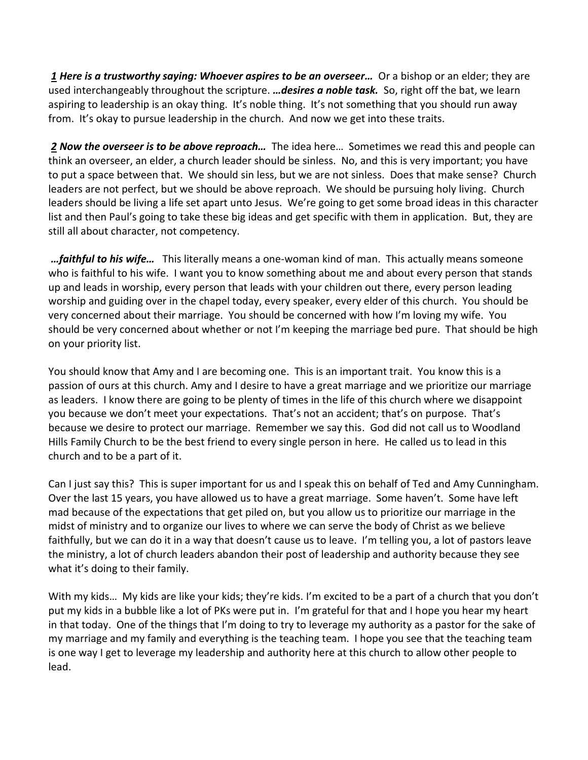***1*** ***Here is a trustworthy saying: Whoever aspires to be an overseer…*** Or a bishop or an elder; they are used interchangeably throughout the scripture. ***…desires a noble task.*** So, right off the bat, we learn aspiring to leadership is an okay thing. It's noble thing. It's not something that you should run away from. It's okay to pursue leadership in the church. And now we get into these traits.

***2*** ***Now the overseer is to be above reproach…*** The idea here… Sometimes we read this and people can think an overseer, an elder, a church leader should be sinless. No, and this is very important; you have to put a space between that. We should sin less, but we are not sinless. Does that make sense? Church leaders are not perfect, but we should be above reproach. We should be pursuing holy living. Church leaders should be living a life set apart unto Jesus. We're going to get some broad ideas in this character list and then Paul's going to take these big ideas and get specific with them in application. But, they are still all about character, not competency.

***…faithful to his wife…*** This literally means a one-woman kind of man. This actually means someone who is faithful to his wife. I want you to know something about me and about every person that stands up and leads in worship, every person that leads with your children out there, every person leading worship and guiding over in the chapel today, every speaker, every elder of this church. You should be very concerned about their marriage. You should be concerned with how I'm loving my wife. You should be very concerned about whether or not I'm keeping the marriage bed pure. That should be high on your priority list.

You should know that Amy and I are becoming one. This is an important trait. You know this is a passion of ours at this church. Amy and I desire to have a great marriage and we prioritize our marriage as leaders. I know there are going to be plenty of times in the life of this church where we disappoint you because we don't meet your expectations. That's not an accident; that's on purpose. That's because we desire to protect our marriage. Remember we say this. God did not call us to Woodland Hills Family Church to be the best friend to every single person in here. He called us to lead in this church and to be a part of it.

Can I just say this? This is super important for us and I speak this on behalf of Ted and Amy Cunningham. Over the last 15 years, you have allowed us to have a great marriage. Some haven't. Some have left mad because of the expectations that get piled on, but you allow us to prioritize our marriage in the midst of ministry and to organize our lives to where we can serve the body of Christ as we believe faithfully, but we can do it in a way that doesn't cause us to leave. I'm telling you, a lot of pastors leave the ministry, a lot of church leaders abandon their post of leadership and authority because they see what it's doing to their family.

With my kids… My kids are like your kids; they're kids. I'm excited to be a part of a church that you don't put my kids in a bubble like a lot of PKs were put in. I'm grateful for that and I hope you hear my heart in that today. One of the things that I'm doing to try to leverage my authority as a pastor for the sake of my marriage and my family and everything is the teaching team. I hope you see that the teaching team is one way I get to leverage my leadership and authority here at this church to allow other people to lead.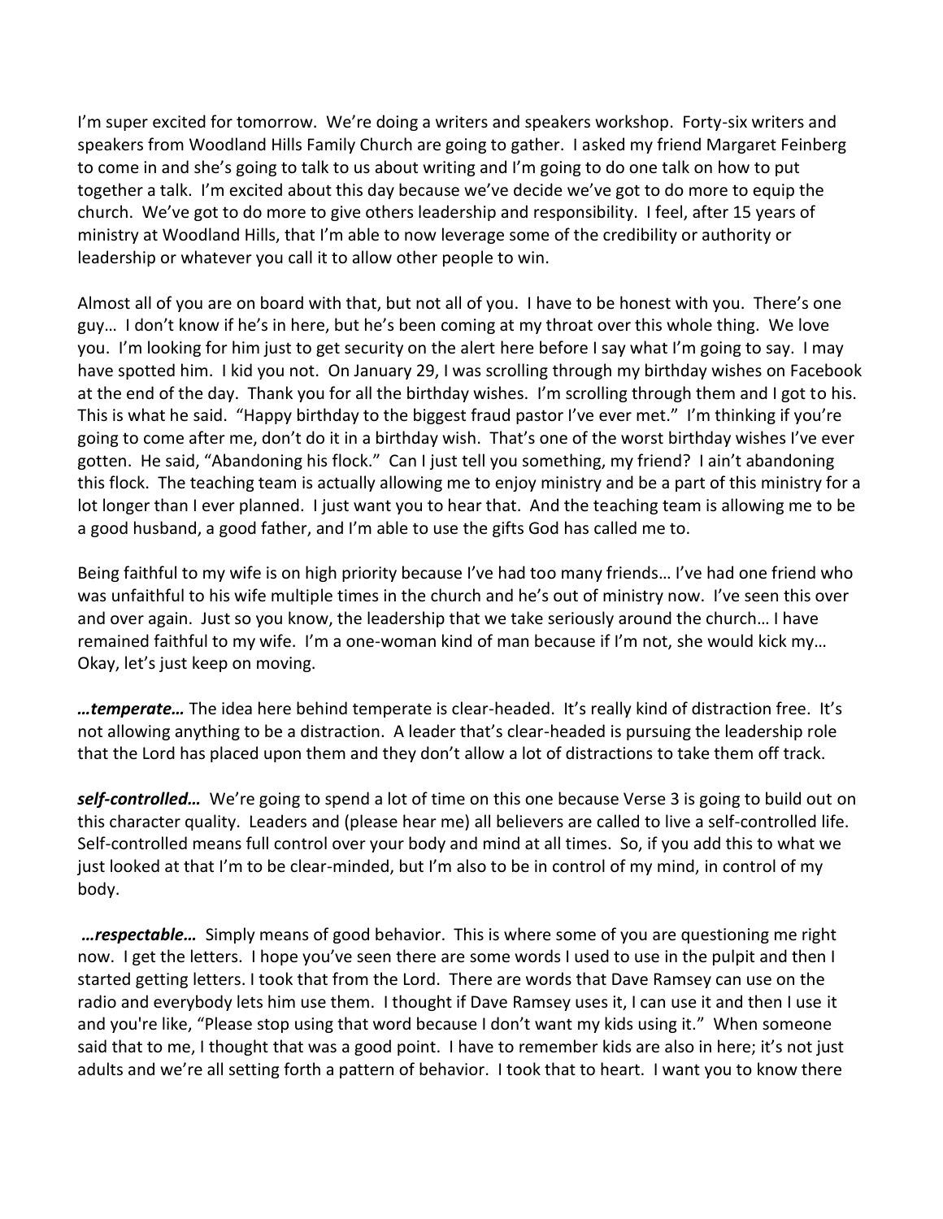I'm super excited for tomorrow. We're doing a writers and speakers workshop. Forty-six writers and speakers from Woodland Hills Family Church are going to gather. I asked my friend Margaret Feinberg to come in and she's going to talk to us about writing and I'm going to do one talk on how to put together a talk. I'm excited about this day because we've decide we've got to do more to equip the church. We've got to do more to give others leadership and responsibility. I feel, after 15 years of ministry at Woodland Hills, that I'm able to now leverage some of the credibility or authority or leadership or whatever you call it to allow other people to win.

Almost all of you are on board with that, but not all of you. I have to be honest with you. There's one guy… I don't know if he's in here, but he's been coming at my throat over this whole thing. We love you. I'm looking for him just to get security on the alert here before I say what I'm going to say. I may have spotted him. I kid you not. On January 29, I was scrolling through my birthday wishes on Facebook at the end of the day. Thank you for all the birthday wishes. I'm scrolling through them and I got to his. This is what he said. "Happy birthday to the biggest fraud pastor I've ever met." I'm thinking if you're going to come after me, don't do it in a birthday wish. That's one of the worst birthday wishes I've ever gotten. He said, "Abandoning his flock." Can I just tell you something, my friend? I ain't abandoning this flock. The teaching team is actually allowing me to enjoy ministry and be a part of this ministry for a lot longer than I ever planned. I just want you to hear that. And the teaching team is allowing me to be a good husband, a good father, and I'm able to use the gifts God has called me to.

Being faithful to my wife is on high priority because I've had too many friends… I've had one friend who was unfaithful to his wife multiple times in the church and he's out of ministry now. I've seen this over and over again. Just so you know, the leadership that we take seriously around the church… I have remained faithful to my wife. I'm a one-woman kind of man because if I'm not, she would kick my… Okay, let's just keep on moving.

***…temperate…*** The idea here behind temperate is clear-headed. It's really kind of distraction free. It's not allowing anything to be a distraction. A leader that's clear-headed is pursuing the leadership role that the Lord has placed upon them and they don't allow a lot of distractions to take them off track.

***self-controlled…*** We're going to spend a lot of time on this one because Verse 3 is going to build out on this character quality. Leaders and (please hear me) all believers are called to live a self-controlled life. Self-controlled means full control over your body and mind at all times. So, if you add this to what we just looked at that I'm to be clear-minded, but I'm also to be in control of my mind, in control of my body.

***…respectable…*** Simply means of good behavior. This is where some of you are questioning me right now. I get the letters. I hope you've seen there are some words I used to use in the pulpit and then I started getting letters. I took that from the Lord. There are words that Dave Ramsey can use on the radio and everybody lets him use them. I thought if Dave Ramsey uses it, I can use it and then I use it and you're like, "Please stop using that word because I don't want my kids using it." When someone said that to me, I thought that was a good point. I have to remember kids are also in here; it's not just adults and we're all setting forth a pattern of behavior. I took that to heart. I want you to know there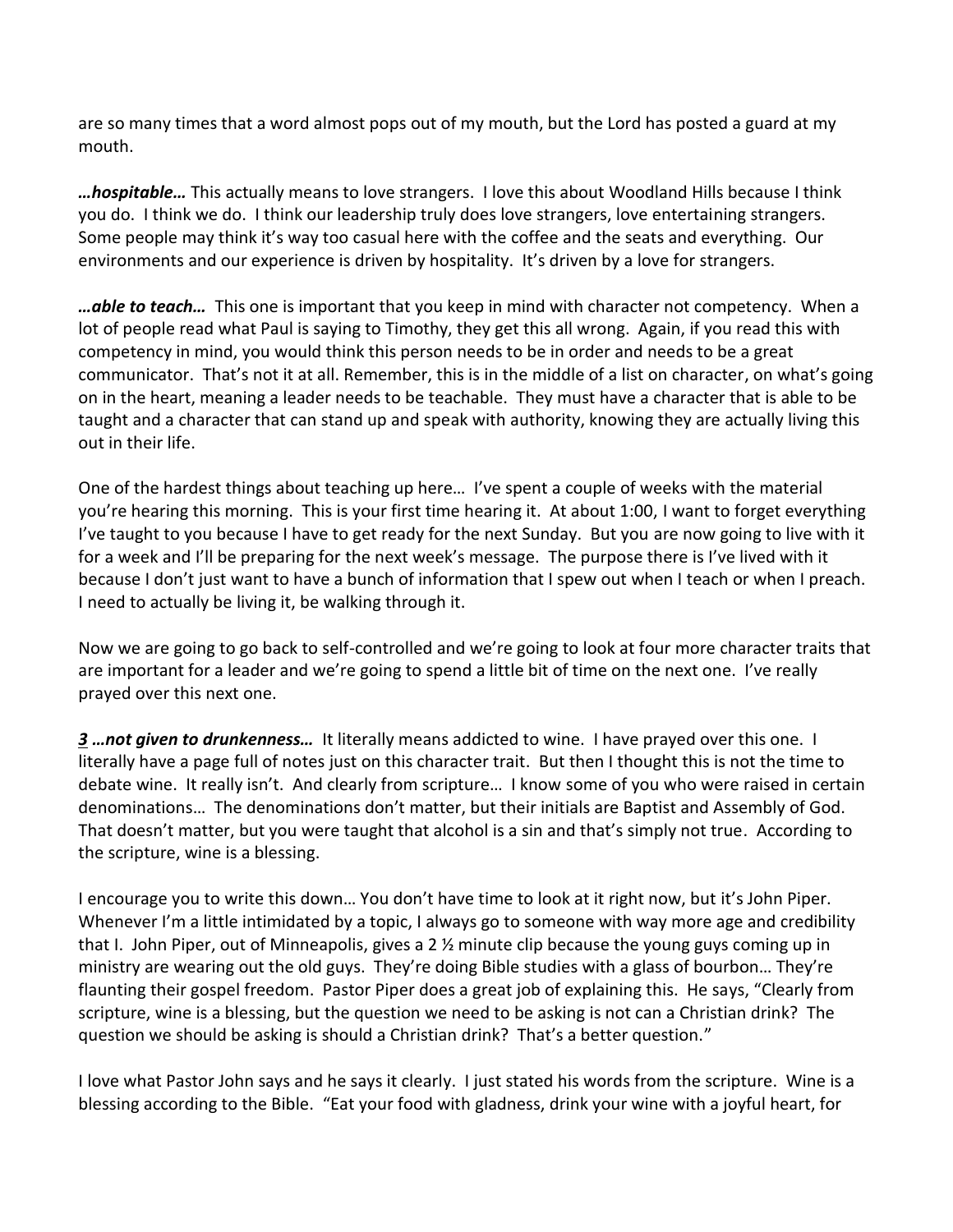are so many times that a word almost pops out of my mouth, but the Lord has posted a guard at my mouth.

***…hospitable…*** This actually means to love strangers. I love this about Woodland Hills because I think you do. I think we do. I think our leadership truly does love strangers, love entertaining strangers. Some people may think it's way too casual here with the coffee and the seats and everything. Our environments and our experience is driven by hospitality. It's driven by a love for strangers.

***…able to teach…*** This one is important that you keep in mind with character not competency. When a lot of people read what Paul is saying to Timothy, they get this all wrong. Again, if you read this with competency in mind, you would think this person needs to be in order and needs to be a great communicator. That's not it at all. Remember, this is in the middle of a list on character, on what's going on in the heart, meaning a leader needs to be teachable. They must have a character that is able to be taught and a character that can stand up and speak with authority, knowing they are actually living this out in their life.

One of the hardest things about teaching up here… I've spent a couple of weeks with the material you're hearing this morning. This is your first time hearing it. At about 1:00, I want to forget everything I've taught to you because I have to get ready for the next Sunday. But you are now going to live with it for a week and I'll be preparing for the next week's message. The purpose there is I've lived with it because I don't just want to have a bunch of information that I spew out when I teach or when I preach. I need to actually be living it, be walking through it.

Now we are going to go back to self-controlled and we're going to look at four more character traits that are important for a leader and we're going to spend a little bit of time on the next one. I've really prayed over this next one.

***3 …not given to drunkenness…*** It literally means addicted to wine. I have prayed over this one. I literally have a page full of notes just on this character trait. But then I thought this is not the time to debate wine. It really isn't. And clearly from scripture… I know some of you who were raised in certain denominations… The denominations don't matter, but their initials are Baptist and Assembly of God. That doesn't matter, but you were taught that alcohol is a sin and that's simply not true. According to the scripture, wine is a blessing.

I encourage you to write this down… You don't have time to look at it right now, but it's John Piper. Whenever I'm a little intimidated by a topic, I always go to someone with way more age and credibility that I. John Piper, out of Minneapolis, gives a 2 ½ minute clip because the young guys coming up in ministry are wearing out the old guys. They're doing Bible studies with a glass of bourbon… They're flaunting their gospel freedom. Pastor Piper does a great job of explaining this. He says, "Clearly from scripture, wine is a blessing, but the question we need to be asking is not can a Christian drink? The question we should be asking is should a Christian drink? That's a better question."

I love what Pastor John says and he says it clearly. I just stated his words from the scripture. Wine is a blessing according to the Bible. "Eat your food with gladness, drink your wine with a joyful heart, for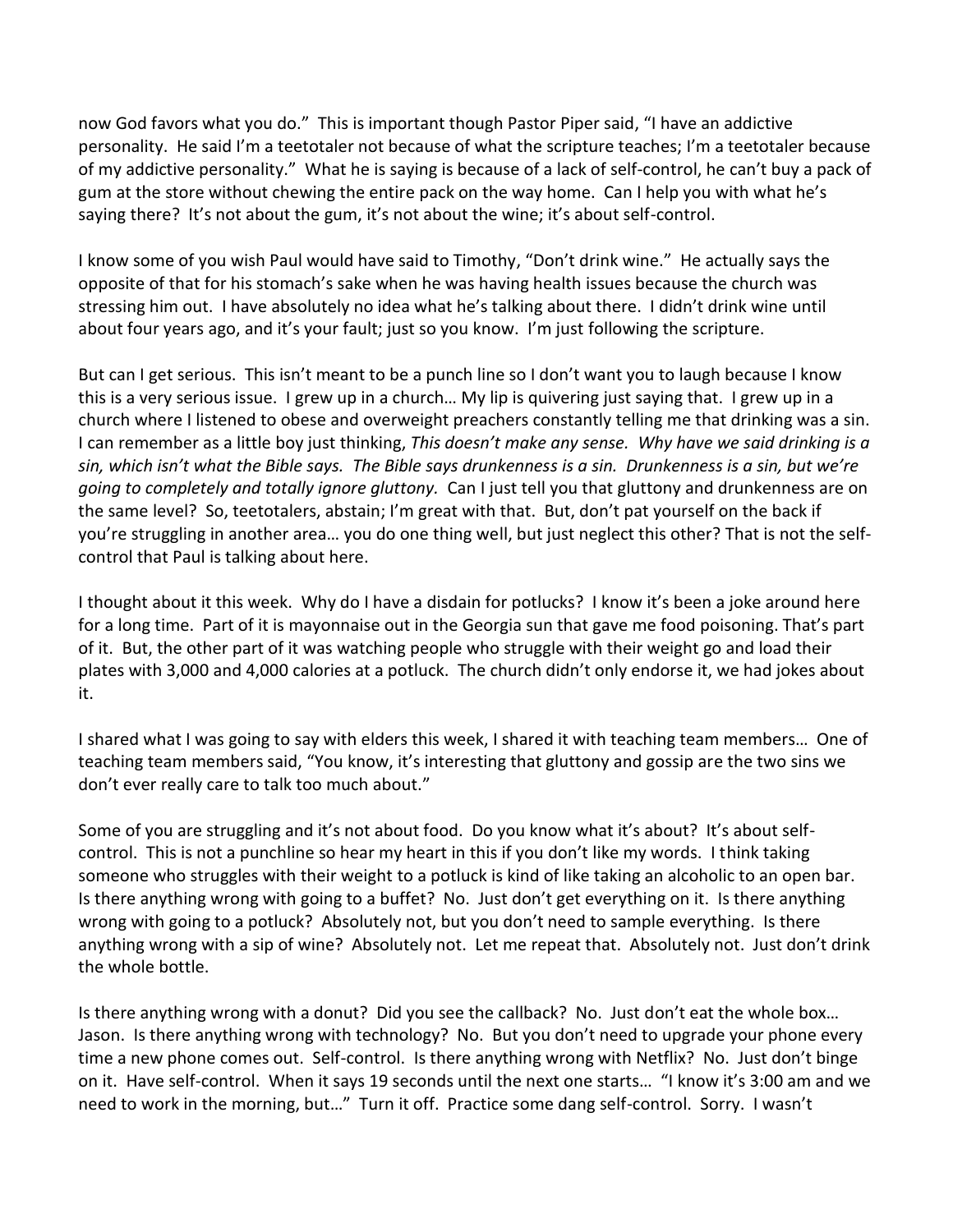now God favors what you do." This is important though Pastor Piper said, "I have an addictive personality. He said I'm a teetotaler not because of what the scripture teaches; I'm a teetotaler because of my addictive personality." What he is saying is because of a lack of self-control, he can't buy a pack of gum at the store without chewing the entire pack on the way home. Can I help you with what he's saying there? It's not about the gum, it's not about the wine; it's about self-control.

I know some of you wish Paul would have said to Timothy, "Don't drink wine." He actually says the opposite of that for his stomach's sake when he was having health issues because the church was stressing him out. I have absolutely no idea what he's talking about there. I didn't drink wine until about four years ago, and it's your fault; just so you know. I'm just following the scripture.

But can I get serious. This isn't meant to be a punch line so I don't want you to laugh because I know this is a very serious issue. I grew up in a church… My lip is quivering just saying that. I grew up in a church where I listened to obese and overweight preachers constantly telling me that drinking was a sin. I can remember as a little boy just thinking, *This doesn't make any sense. Why have we said drinking is a sin, which isn't what the Bible says. The Bible says drunkenness is a sin. Drunkenness is a sin, but we're going to completely and totally ignore gluttony.* Can I just tell you that gluttony and drunkenness are on the same level? So, teetotalers, abstain; I'm great with that. But, don't pat yourself on the back if you're struggling in another area… you do one thing well, but just neglect this other? That is not the self-control that Paul is talking about here.

I thought about it this week. Why do I have a disdain for potlucks? I know it's been a joke around here for a long time. Part of it is mayonnaise out in the Georgia sun that gave me food poisoning. That's part of it. But, the other part of it was watching people who struggle with their weight go and load their plates with 3,000 and 4,000 calories at a potluck. The church didn't only endorse it, we had jokes about it.

I shared what I was going to say with elders this week, I shared it with teaching team members… One of teaching team members said, "You know, it's interesting that gluttony and gossip are the two sins we don't ever really care to talk too much about."

Some of you are struggling and it's not about food. Do you know what it's about? It's about self-control. This is not a punchline so hear my heart in this if you don't like my words. I think taking someone who struggles with their weight to a potluck is kind of like taking an alcoholic to an open bar. Is there anything wrong with going to a buffet? No. Just don't get everything on it. Is there anything wrong with going to a potluck? Absolutely not, but you don't need to sample everything. Is there anything wrong with a sip of wine? Absolutely not. Let me repeat that. Absolutely not. Just don't drink the whole bottle.

Is there anything wrong with a donut? Did you see the callback? No. Just don't eat the whole box… Jason. Is there anything wrong with technology? No. But you don't need to upgrade your phone every time a new phone comes out. Self-control. Is there anything wrong with Netflix? No. Just don't binge on it. Have self-control. When it says 19 seconds until the next one starts… "I know it's 3:00 am and we need to work in the morning, but…" Turn it off. Practice some dang self-control. Sorry. I wasn't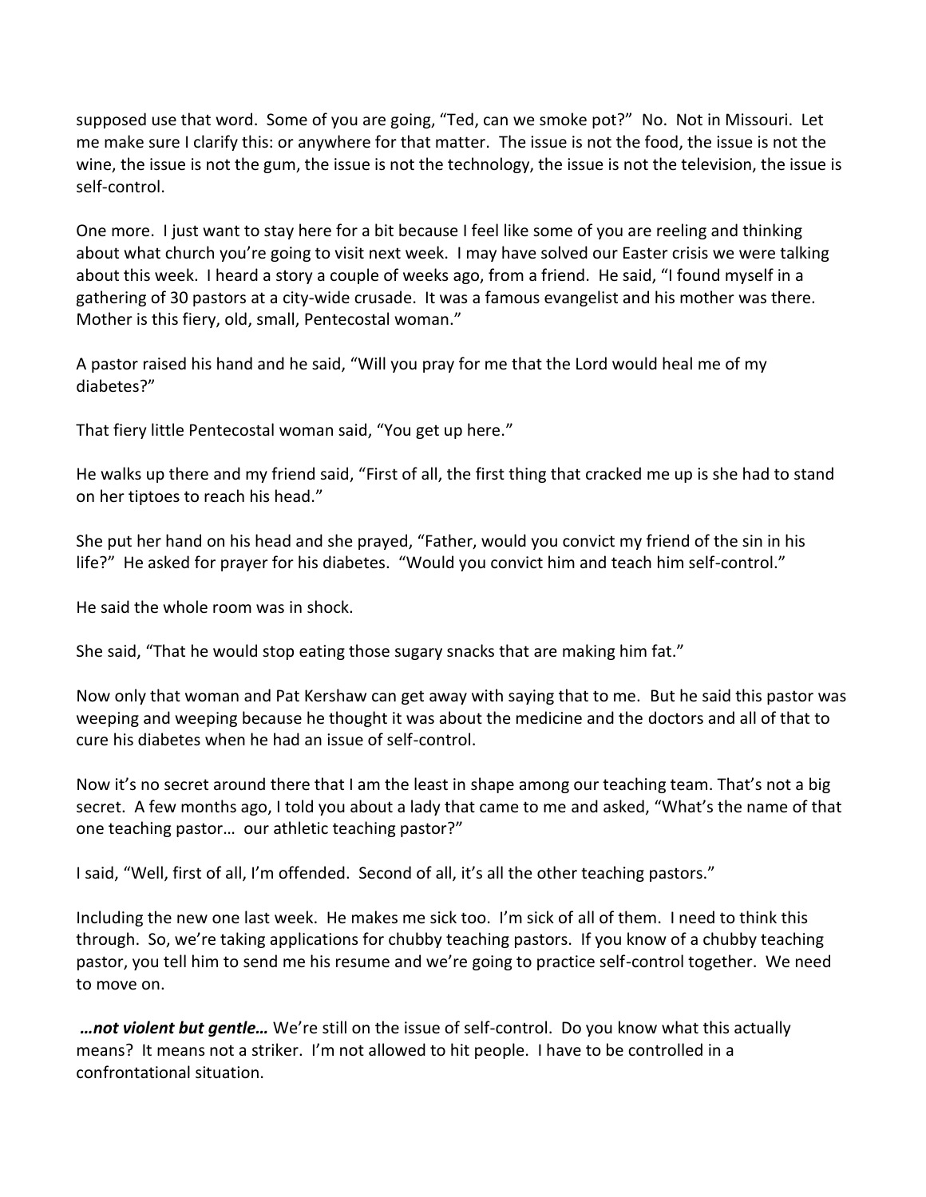supposed use that word. Some of you are going, "Ted, can we smoke pot?" No. Not in Missouri. Let me make sure I clarify this: or anywhere for that matter. The issue is not the food, the issue is not the wine, the issue is not the gum, the issue is not the technology, the issue is not the television, the issue is self-control.

One more. I just want to stay here for a bit because I feel like some of you are reeling and thinking about what church you're going to visit next week. I may have solved our Easter crisis we were talking about this week. I heard a story a couple of weeks ago, from a friend. He said, "I found myself in a gathering of 30 pastors at a city-wide crusade. It was a famous evangelist and his mother was there. Mother is this fiery, old, small, Pentecostal woman."

A pastor raised his hand and he said, "Will you pray for me that the Lord would heal me of my diabetes?"

That fiery little Pentecostal woman said, "You get up here."

He walks up there and my friend said, "First of all, the first thing that cracked me up is she had to stand on her tiptoes to reach his head."

She put her hand on his head and she prayed, "Father, would you convict my friend of the sin in his life?" He asked for prayer for his diabetes. "Would you convict him and teach him self-control."

He said the whole room was in shock.

She said, "That he would stop eating those sugary snacks that are making him fat."

Now only that woman and Pat Kershaw can get away with saying that to me. But he said this pastor was weeping and weeping because he thought it was about the medicine and the doctors and all of that to cure his diabetes when he had an issue of self-control.

Now it's no secret around there that I am the least in shape among our teaching team. That's not a big secret. A few months ago, I told you about a lady that came to me and asked, "What's the name of that one teaching pastor… our athletic teaching pastor?"

I said, "Well, first of all, I'm offended. Second of all, it's all the other teaching pastors."

Including the new one last week. He makes me sick too. I'm sick of all of them. I need to think this through. So, we're taking applications for chubby teaching pastors. If you know of a chubby teaching pastor, you tell him to send me his resume and we're going to practice self-control together. We need to move on.

***…not violent but gentle…*** We're still on the issue of self-control. Do you know what this actually means? It means not a striker. I'm not allowed to hit people. I have to be controlled in a confrontational situation.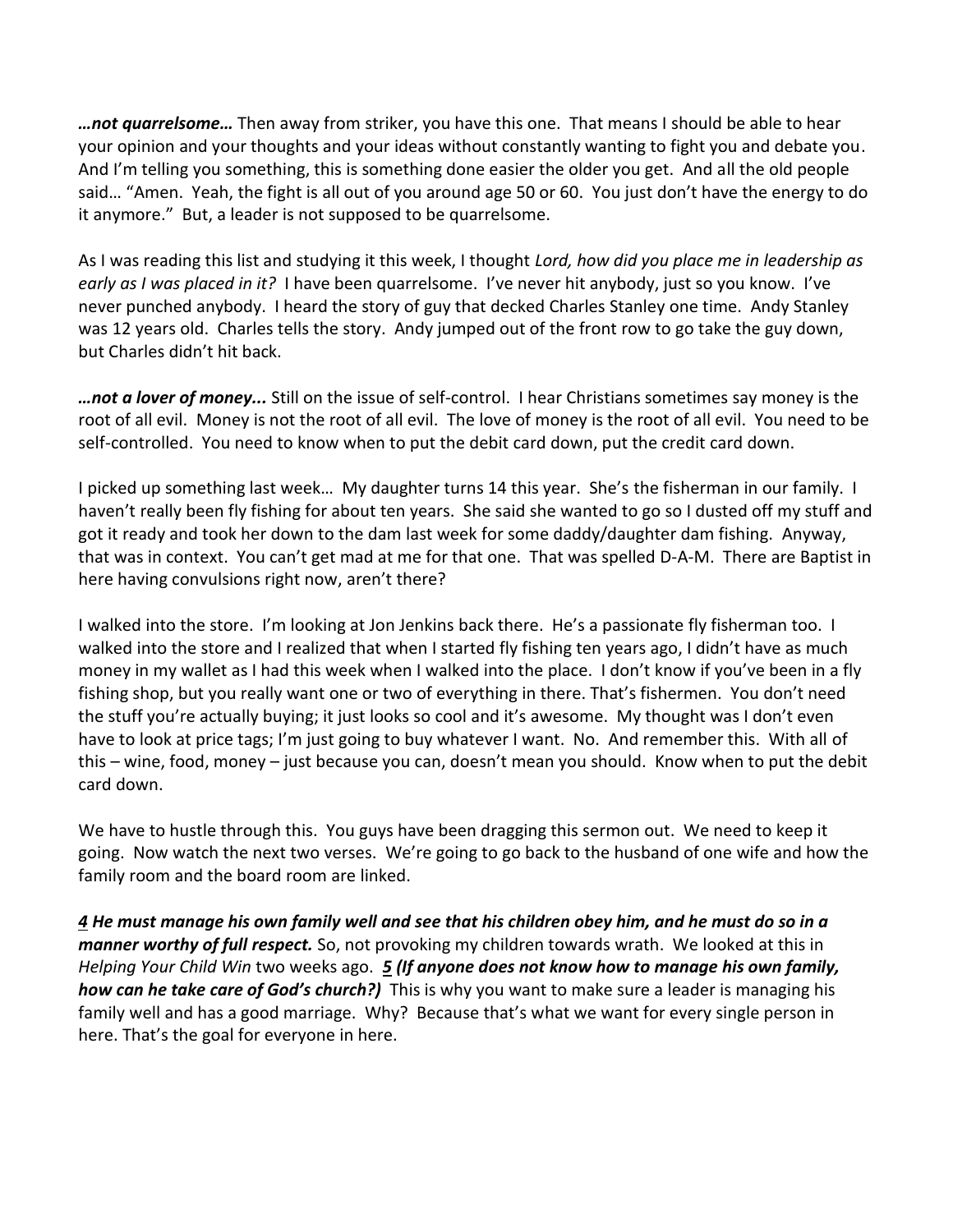***…not quarrelsome…*** Then away from striker, you have this one. That means I should be able to hear your opinion and your thoughts and your ideas without constantly wanting to fight you and debate you. And I'm telling you something, this is something done easier the older you get. And all the old people said… "Amen. Yeah, the fight is all out of you around age 50 or 60. You just don't have the energy to do it anymore." But, a leader is not supposed to be quarrelsome.

As I was reading this list and studying it this week, I thought *Lord, how did you place me in leadership as early as I was placed in it?* I have been quarrelsome. I've never hit anybody, just so you know. I've never punched anybody. I heard the story of guy that decked Charles Stanley one time. Andy Stanley was 12 years old. Charles tells the story. Andy jumped out of the front row to go take the guy down, but Charles didn't hit back.

***…not a lover of money...*** Still on the issue of self-control. I hear Christians sometimes say money is the root of all evil. Money is not the root of all evil. The love of money is the root of all evil. You need to be self-controlled. You need to know when to put the debit card down, put the credit card down.

I picked up something last week… My daughter turns 14 this year. She's the fisherman in our family. I haven't really been fly fishing for about ten years. She said she wanted to go so I dusted off my stuff and got it ready and took her down to the dam last week for some daddy/daughter dam fishing. Anyway, that was in context. You can't get mad at me for that one. That was spelled D-A-M. There are Baptist in here having convulsions right now, aren't there?

I walked into the store. I'm looking at Jon Jenkins back there. He's a passionate fly fisherman too. I walked into the store and I realized that when I started fly fishing ten years ago, I didn't have as much money in my wallet as I had this week when I walked into the place. I don't know if you've been in a fly fishing shop, but you really want one or two of everything in there. That's fishermen. You don't need the stuff you're actually buying; it just looks so cool and it's awesome. My thought was I don't even have to look at price tags; I'm just going to buy whatever I want. No. And remember this. With all of this – wine, food, money – just because you can, doesn't mean you should. Know when to put the debit card down.

We have to hustle through this. You guys have been dragging this sermon out. We need to keep it going. Now watch the next two verses. We're going to go back to the husband of one wife and how the family room and the board room are linked.

***4 He must manage his own family well and see that his children obey him, and he must do so in a manner worthy of full respect.*** So, not provoking my children towards wrath. We looked at this in *Helping Your Child Win* two weeks ago. ***5 (If anyone does not know how to manage his own family, how can he take care of God's church?)*** This is why you want to make sure a leader is managing his family well and has a good marriage. Why? Because that's what we want for every single person in here. That's the goal for everyone in here.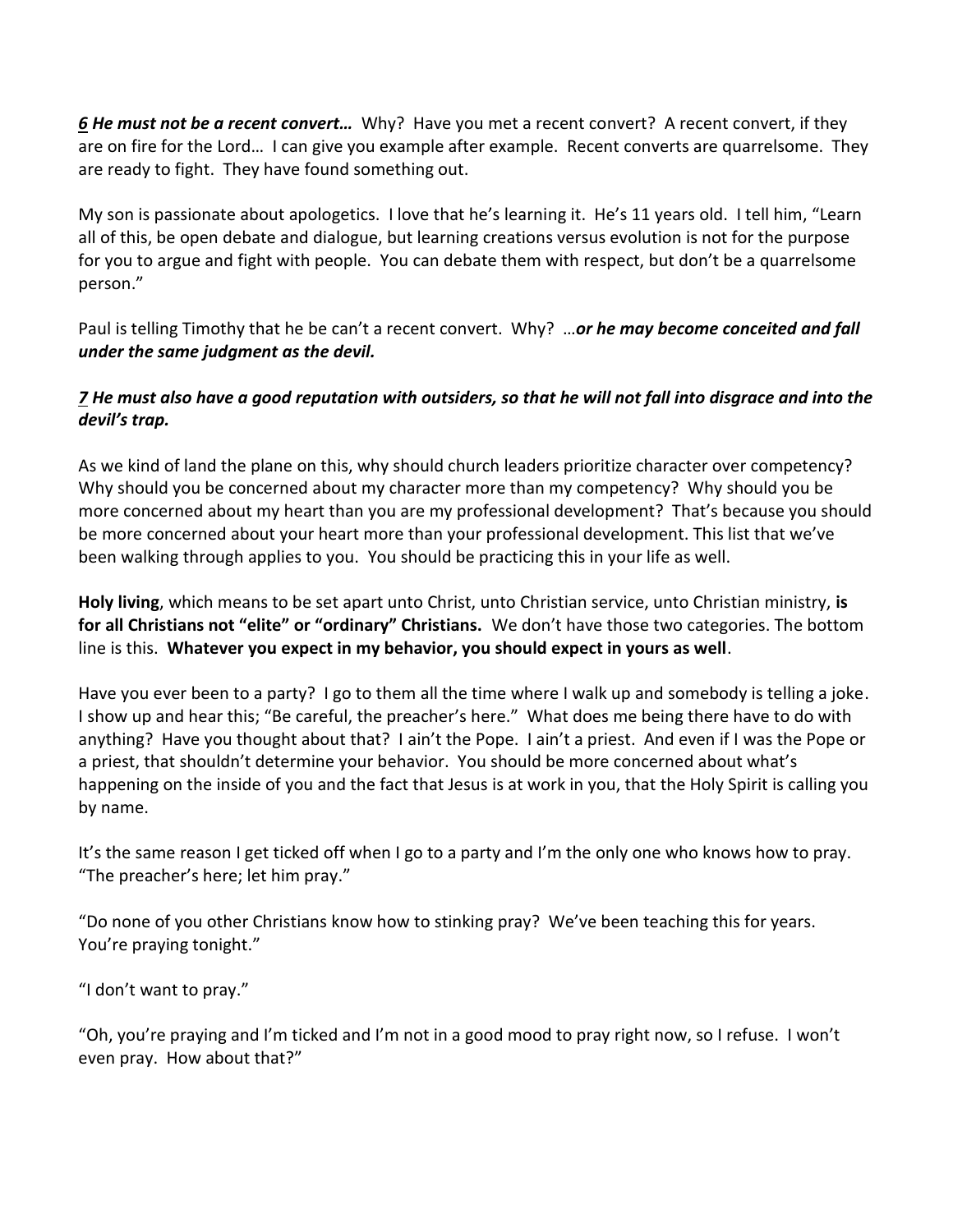***6 He must not be a recent convert…*** Why? Have you met a recent convert? A recent convert, if they are on fire for the Lord… I can give you example after example. Recent converts are quarrelsome. They are ready to fight. They have found something out.

My son is passionate about apologetics. I love that he's learning it. He's 11 years old. I tell him, "Learn all of this, be open debate and dialogue, but learning creations versus evolution is not for the purpose for you to argue and fight with people. You can debate them with respect, but don't be a quarrelsome person."

Paul is telling Timothy that he be can't a recent convert. Why? …***or he may become conceited and fall under the same judgment as the devil.***

***7 He must also have a good reputation with outsiders, so that he will not fall into disgrace and into the devil's trap.***

As we kind of land the plane on this, why should church leaders prioritize character over competency? Why should you be concerned about my character more than my competency? Why should you be more concerned about my heart than you are my professional development? That's because you should be more concerned about your heart more than your professional development. This list that we've been walking through applies to you. You should be practicing this in your life as well.

**Holy living**, which means to be set apart unto Christ, unto Christian service, unto Christian ministry, **is for all Christians not "elite" or "ordinary" Christians.** We don't have those two categories. The bottom line is this. **Whatever you expect in my behavior, you should expect in yours as well**.

Have you ever been to a party? I go to them all the time where I walk up and somebody is telling a joke. I show up and hear this; "Be careful, the preacher's here." What does me being there have to do with anything? Have you thought about that? I ain't the Pope. I ain't a priest. And even if I was the Pope or a priest, that shouldn't determine your behavior. You should be more concerned about what's happening on the inside of you and the fact that Jesus is at work in you, that the Holy Spirit is calling you by name.

It's the same reason I get ticked off when I go to a party and I'm the only one who knows how to pray. "The preacher's here; let him pray."

"Do none of you other Christians know how to stinking pray? We've been teaching this for years. You're praying tonight."

"I don't want to pray."

"Oh, you're praying and I'm ticked and I'm not in a good mood to pray right now, so I refuse. I won't even pray. How about that?"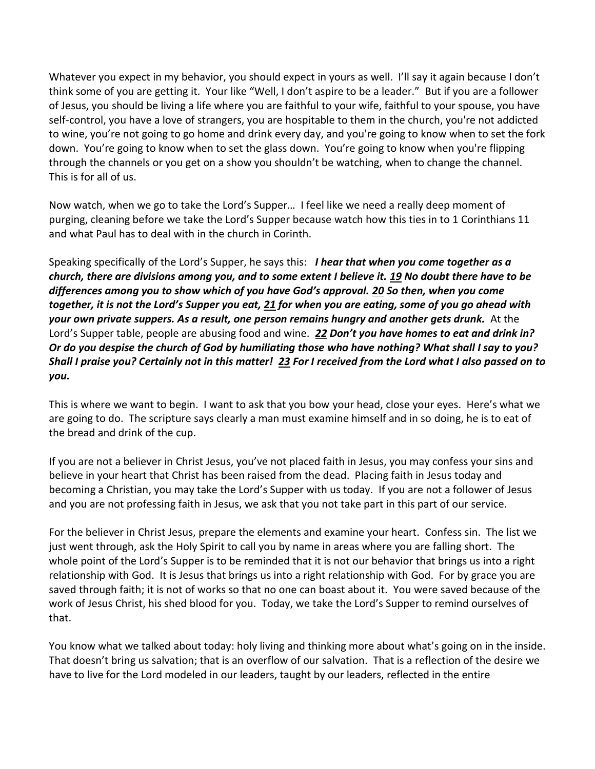Whatever you expect in my behavior, you should expect in yours as well. I'll say it again because I don't think some of you are getting it. Your like "Well, I don't aspire to be a leader." But if you are a follower of Jesus, you should be living a life where you are faithful to your wife, faithful to your spouse, you have self-control, you have a love of strangers, you are hospitable to them in the church, you're not addicted to wine, you're not going to go home and drink every day, and you're going to know when to set the fork down. You're going to know when to set the glass down. You're going to know when you're flipping through the channels or you get on a show you shouldn't be watching, when to change the channel. This is for all of us.

Now watch, when we go to take the Lord's Supper… I feel like we need a really deep moment of purging, cleaning before we take the Lord's Supper because watch how this ties in to 1 Corinthians 11 and what Paul has to deal with in the church in Corinth.

Speaking specifically of the Lord's Supper, he says this: ***I hear that when you come together as a church, there are divisions among you, and to some extent I believe it. 19 No doubt there have to be differences among you to show which of you have God's approval. 20 So then, when you come together, it is not the Lord's Supper you eat, 21 for when you are eating, some of you go ahead with your own private suppers. As a result, one person remains hungry and another gets drunk.*** At the Lord's Supper table, people are abusing food and wine. ***22 Don't you have homes to eat and drink in? Or do you despise the church of God by humiliating those who have nothing? What shall I say to you? Shall I praise you? Certainly not in this matter! 23 For I received from the Lord what I also passed on to you.***

This is where we want to begin. I want to ask that you bow your head, close your eyes. Here's what we are going to do. The scripture says clearly a man must examine himself and in so doing, he is to eat of the bread and drink of the cup.

If you are not a believer in Christ Jesus, you've not placed faith in Jesus, you may confess your sins and believe in your heart that Christ has been raised from the dead. Placing faith in Jesus today and becoming a Christian, you may take the Lord's Supper with us today. If you are not a follower of Jesus and you are not professing faith in Jesus, we ask that you not take part in this part of our service.

For the believer in Christ Jesus, prepare the elements and examine your heart. Confess sin. The list we just went through, ask the Holy Spirit to call you by name in areas where you are falling short. The whole point of the Lord's Supper is to be reminded that it is not our behavior that brings us into a right relationship with God. It is Jesus that brings us into a right relationship with God. For by grace you are saved through faith; it is not of works so that no one can boast about it. You were saved because of the work of Jesus Christ, his shed blood for you. Today, we take the Lord's Supper to remind ourselves of that.

You know what we talked about today: holy living and thinking more about what's going on in the inside. That doesn't bring us salvation; that is an overflow of our salvation. That is a reflection of the desire we have to live for the Lord modeled in our leaders, taught by our leaders, reflected in the entire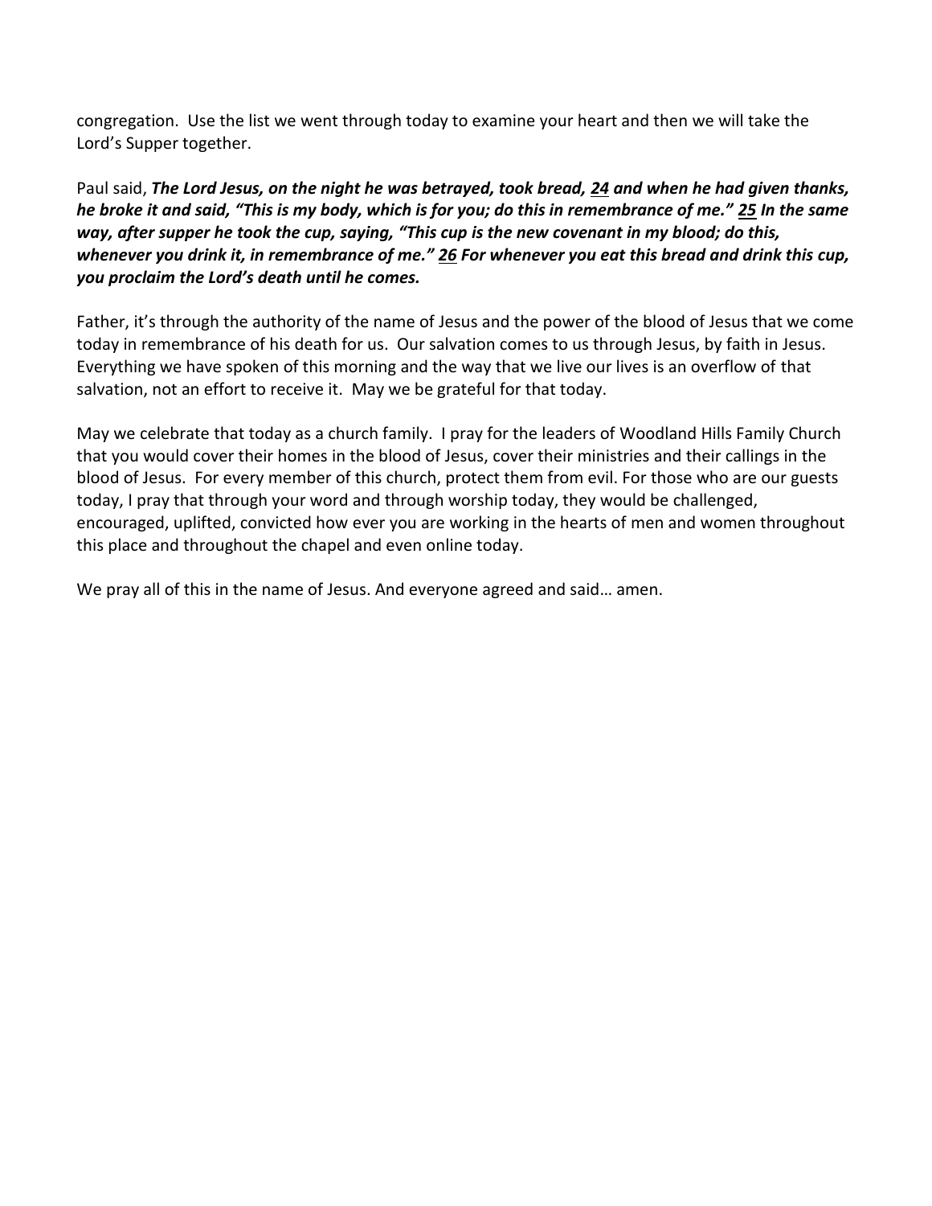congregation. Use the list we went through today to examine your heart and then we will take the Lord's Supper together.

Paul said, ***The Lord Jesus, on the night he was betrayed, took bread, 24 and when he had given thanks, he broke it and said, "This is my body, which is for you; do this in remembrance of me." 25 In the same way, after supper he took the cup, saying, "This cup is the new covenant in my blood; do this, whenever you drink it, in remembrance of me." 26 For whenever you eat this bread and drink this cup, you proclaim the Lord's death until he comes.***

Father, it's through the authority of the name of Jesus and the power of the blood of Jesus that we come today in remembrance of his death for us. Our salvation comes to us through Jesus, by faith in Jesus. Everything we have spoken of this morning and the way that we live our lives is an overflow of that salvation, not an effort to receive it. May we be grateful for that today.

May we celebrate that today as a church family. I pray for the leaders of Woodland Hills Family Church that you would cover their homes in the blood of Jesus, cover their ministries and their callings in the blood of Jesus. For every member of this church, protect them from evil. For those who are our guests today, I pray that through your word and through worship today, they would be challenged, encouraged, uplifted, convicted how ever you are working in the hearts of men and women throughout this place and throughout the chapel and even online today.

We pray all of this in the name of Jesus. And everyone agreed and said… amen.